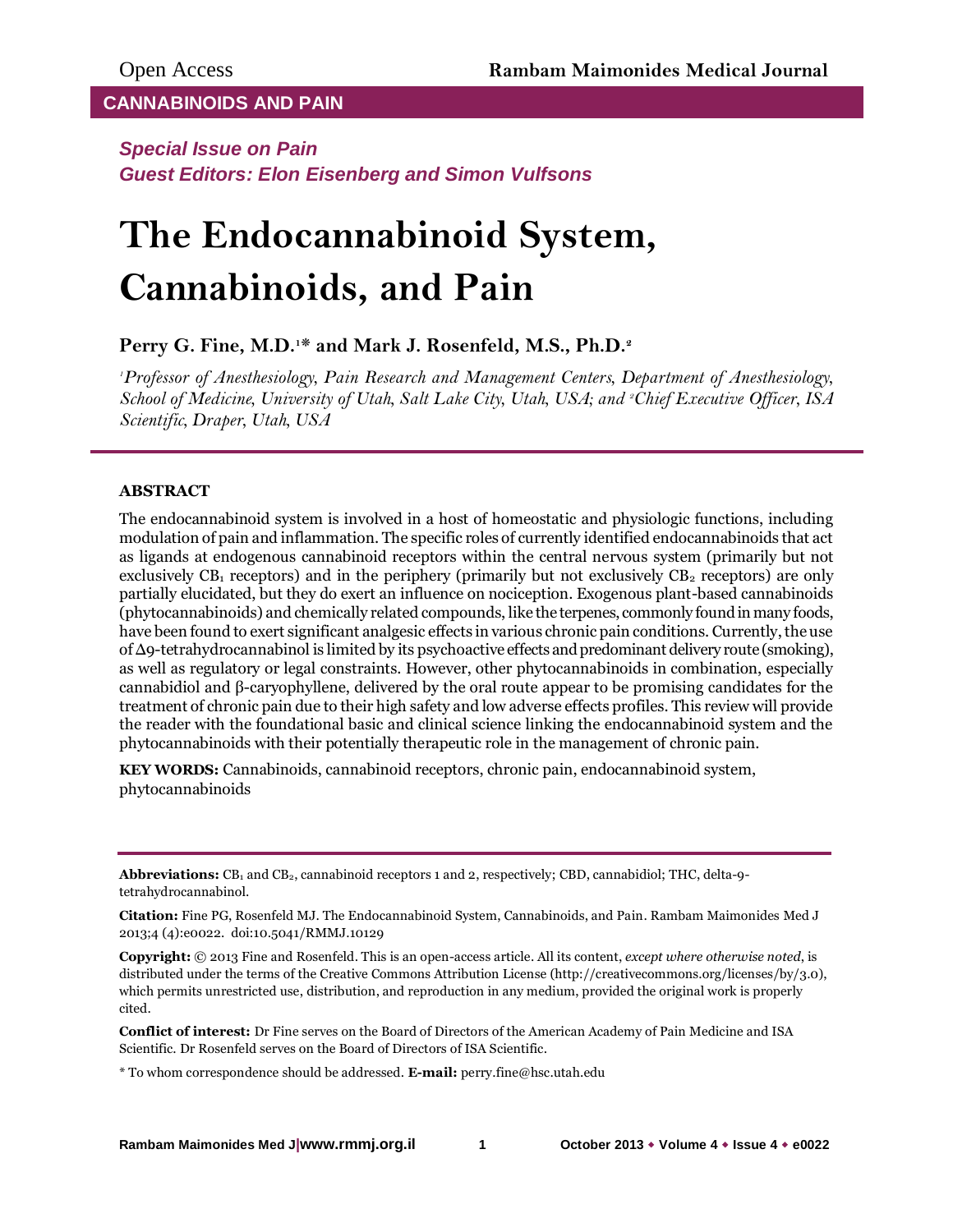Open Access

**CANNABINOIDS AND PAIN**

***Special Issue on Pain***
***Guest Editors: Elon Eisenberg and Simon Vulfsons***

# The Endocannabinoid System, Cannabinoids, and Pain

**Perry G. Fine, M.D.[1]* and Mark J. Rosenfeld, M.S., Ph.D.[2]**

*[1]Professor of Anesthesiology, Pain Research and Management Centers, Department of Anesthesiology, School of Medicine, University of Utah, Salt Lake City, Utah, USA; and [2]Chief Executive Officer, ISA Scientific, Draper, Utah, USA*

## ABSTRACT

The endocannabinoid system is involved in a host of homeostatic and physiologic functions, including modulation of pain and inflammation. The specific roles of currently identified endocannabinoids that act as ligands at endogenous cannabinoid receptors within the central nervous system (primarily but not exclusively $CB_1$ receptors) and in the periphery (primarily but not exclusively $CB_2$ receptors) are only partially elucidated, but they do exert an influence on nociception. Exogenous plant-based cannabinoids (phytocannabinoids) and chemically related compounds, like the terpenes, commonly found in many foods, have been found to exert significant analgesic effects in various chronic pain conditions. Currently, the use of Δ9-tetrahydrocannabinol is limited by its psychoactive effects and predominant delivery route (smoking), as well as regulatory or legal constraints. However, other phytocannabinoids in combination, especially cannabidiol and β-caryophyllene, delivered by the oral route appear to be promising candidates for the treatment of chronic pain due to their high safety and low adverse effects profiles. This review will provide the reader with the foundational basic and clinical science linking the endocannabinoid system and the phytocannabinoids with their potentially therapeutic role in the management of chronic pain.

**KEY WORDS:** Cannabinoids, cannabinoid receptors, chronic pain, endocannabinoid system, phytocannabinoids

---

**Abbreviations:** $CB_1$ and $CB_2$, cannabinoid receptors 1 and 2, respectively; CBD, cannabidiol; THC, delta-9-tetrahydrocannabinol.

**Citation:** Fine PG, Rosenfeld MJ. The Endocannabinoid System, Cannabinoids, and Pain. Rambam Maimonides Med J 2013;4 (4):e0022. doi:10.5041/RMMJ.10129

**Copyright:** © 2013 Fine and Rosenfeld. This is an open-access article. All its content, *except where otherwise noted*, is distributed under the terms of the Creative Commons Attribution License (http://creativecommons.org/licenses/by/3.0), which permits unrestricted use, distribution, and reproduction in any medium, provided the original work is properly cited.

**Conflict of interest:** Dr Fine serves on the Board of Directors of the American Academy of Pain Medicine and ISA Scientific. Dr Rosenfeld serves on the Board of Directors of ISA Scientific.

\* To whom correspondence should be addressed. **E-mail:** perry.fine@hsc.utah.edu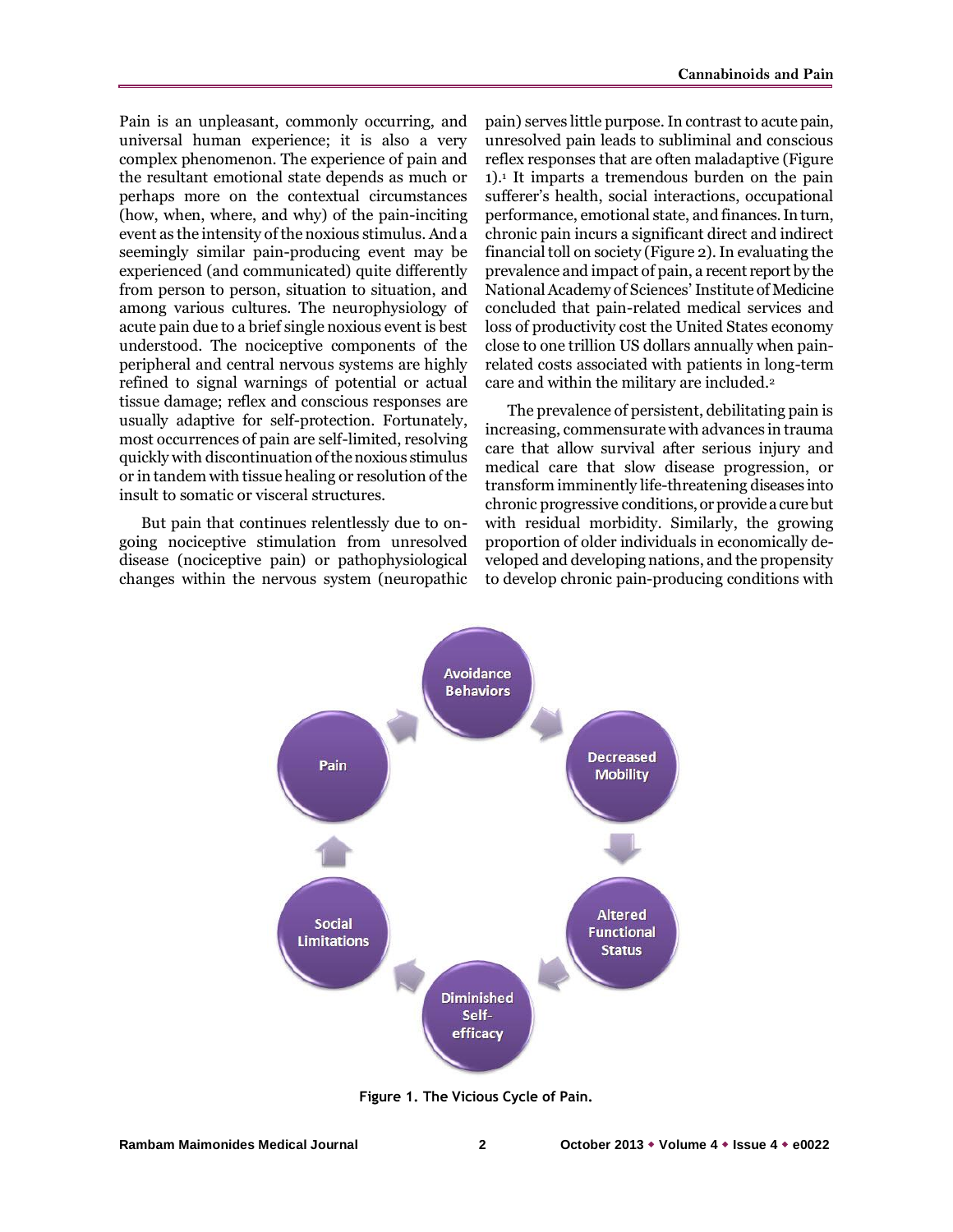Pain is an unpleasant, commonly occurring, and universal human experience; it is also a very complex phenomenon. The experience of pain and the resultant emotional state depends as much or perhaps more on the contextual circumstances (how, when, where, and why) of the pain-inciting event as the intensity of the noxious stimulus. And a seemingly similar pain-producing event may be experienced (and communicated) quite differently from person to person, situation to situation, and among various cultures. The neurophysiology of acute pain due to a brief single noxious event is best understood. The nociceptive components of the peripheral and central nervous systems are highly refined to signal warnings of potential or actual tissue damage; reflex and conscious responses are usually adaptive for self-protection. Fortunately, most occurrences of pain are self-limited, resolving quickly with discontinuation of the noxious stimulus or in tandem with tissue healing or resolution of the insult to somatic or visceral structures.

But pain that continues relentlessly due to ongoing nociceptive stimulation from unresolved disease (nociceptive pain) or pathophysiological changes within the nervous system (neuropathic pain) serves little purpose. In contrast to acute pain, unresolved pain leads to subliminal and conscious reflex responses that are often maladaptive (Figure 1).[1] It imparts a tremendous burden on the pain sufferer's health, social interactions, occupational performance, emotional state, and finances. In turn, chronic pain incurs a significant direct and indirect financial toll on society (Figure 2). In evaluating the prevalence and impact of pain, a recent report by the National Academy of Sciences' Institute of Medicine concluded that pain-related medical services and loss of productivity cost the United States economy close to one trillion US dollars annually when pain-related costs associated with patients in long-term care and within the military are included.[2]

The prevalence of persistent, debilitating pain is increasing, commensurate with advances in trauma care that allow survival after serious injury and medical care that slow disease progression, or transform imminently life-threatening diseases into chronic progressive conditions, or provide a cure but with residual morbidity. Similarly, the growing proportion of older individuals in economically developed and developing nations, and the propensity to develop chronic pain-producing conditions with

Avoidance Behaviors

Decreased Mobility

Altered Functional Status

Diminished Self-efficacy

Social Limitations

Pain

Figure 1. The Vicious Cycle of Pain.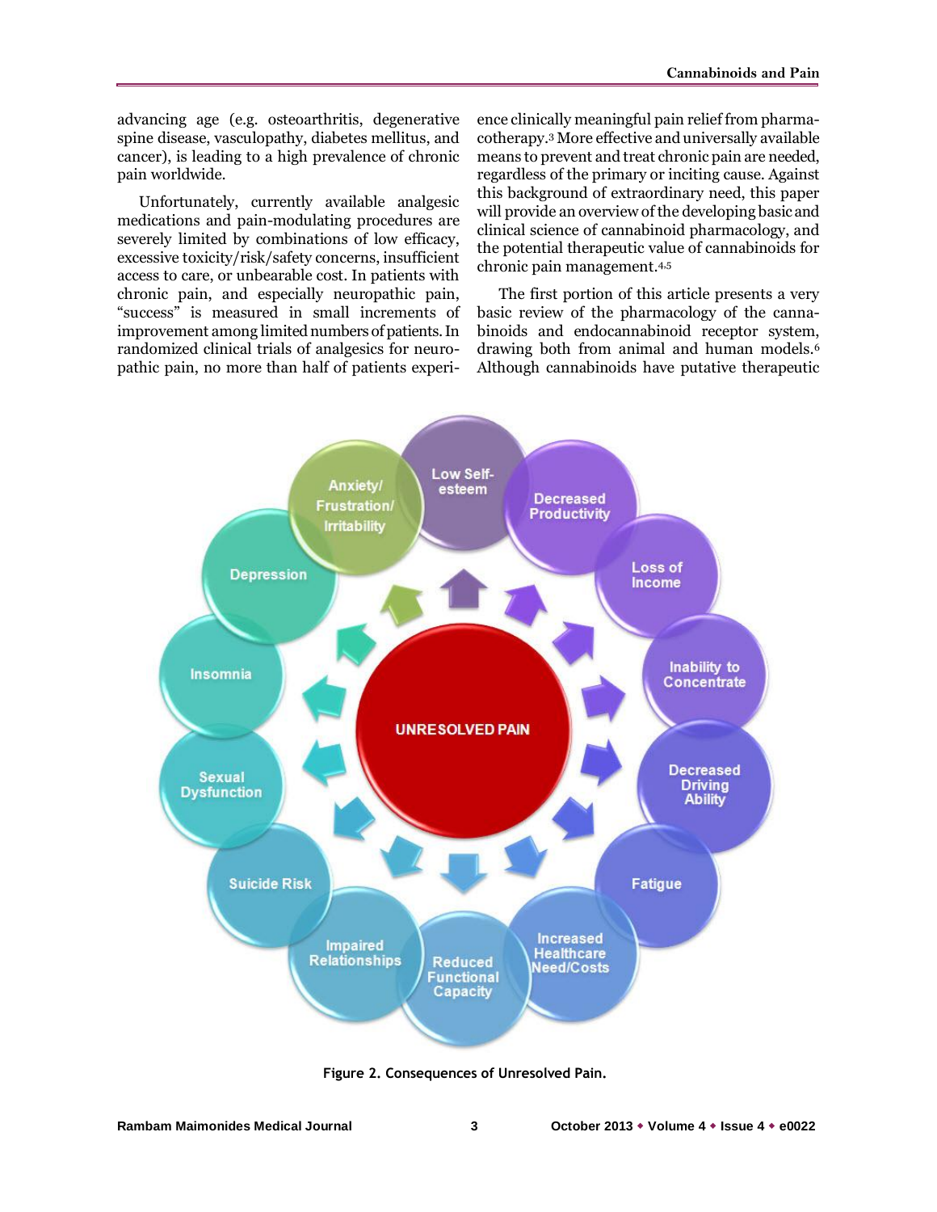advancing age (e.g. osteoarthritis, degenerative spine disease, vasculopathy, diabetes mellitus, and cancer), is leading to a high prevalence of chronic pain worldwide.

Unfortunately, currently available analgesic medications and pain-modulating procedures are severely limited by combinations of low efficacy, excessive toxicity/risk/safety concerns, insufficient access to care, or unbearable cost. In patients with chronic pain, and especially neuropathic pain, "success" is measured in small increments of improvement among limited numbers of patients. In randomized clinical trials of analgesics for neuropathic pain, no more than half of patients experience clinically meaningful pain relief from pharmacotherapy.[3] More effective and universally available means to prevent and treat chronic pain are needed, regardless of the primary or inciting cause. Against this background of extraordinary need, this paper will provide an overview of the developing basic and clinical science of cannabinoid pharmacology, and the potential therapeutic value of cannabinoids for chronic pain management.[4,5]

The first portion of this article presents a very basic review of the pharmacology of the cannabinoids and endocannabinoid receptor system, drawing both from animal and human models.[6] Although cannabinoids have putative therapeutic

**Figure 2. Consequences of Unresolved Pain.**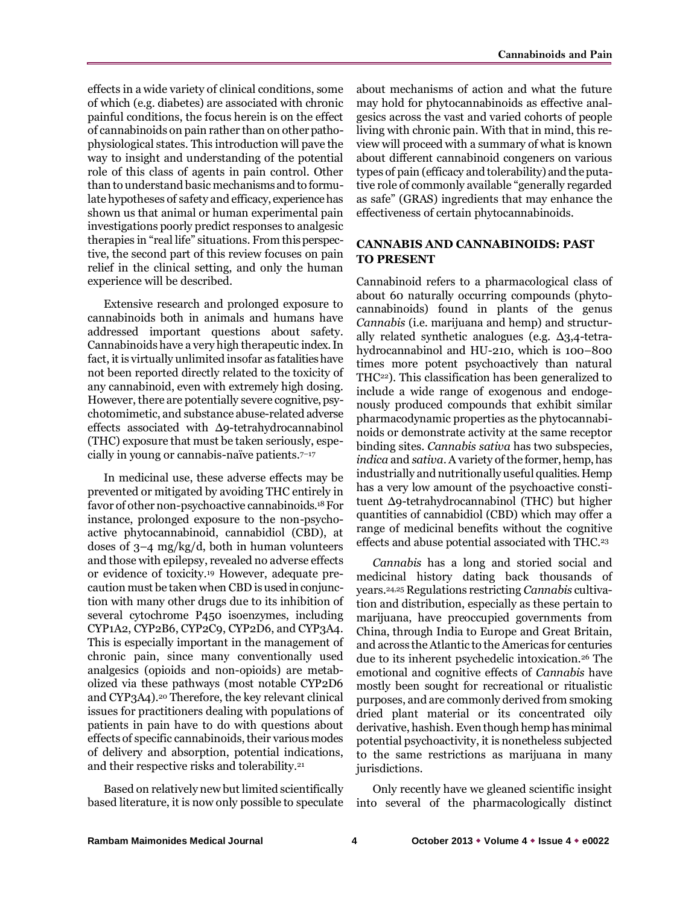effects in a wide variety of clinical conditions, some of which (e.g. diabetes) are associated with chronic painful conditions, the focus herein is on the effect of cannabinoids on pain rather than on other pathophysiological states. This introduction will pave the way to insight and understanding of the potential role of this class of agents in pain control. Other than to understand basic mechanisms and to formulate hypotheses of safety and efficacy, experience has shown us that animal or human experimental pain investigations poorly predict responses to analgesic therapies in "real life" situations. From this perspective, the second part of this review focuses on pain relief in the clinical setting, and only the human experience will be described.

Extensive research and prolonged exposure to cannabinoids both in animals and humans have addressed important questions about safety. Cannabinoids have a very high therapeutic index. In fact, it is virtually unlimited insofar as fatalities have not been reported directly related to the toxicity of any cannabinoid, even with extremely high dosing. However, there are potentially severe cognitive, psychotomimetic, and substance abuse-related adverse effects associated with Δ9-tetrahydrocannabinol (THC) exposure that must be taken seriously, especially in young or cannabis-naïve patients.[7–17]

In medicinal use, these adverse effects may be prevented or mitigated by avoiding THC entirely in favor of other non-psychoactive cannabinoids.[18] For instance, prolonged exposure to the non-psychoactive phytocannabinoid, cannabidiol (CBD), at doses of 3–4 mg/kg/d, both in human volunteers and those with epilepsy, revealed no adverse effects or evidence of toxicity.[19] However, adequate precaution must be taken when CBD is used in conjunction with many other drugs due to its inhibition of several cytochrome P450 isoenzymes, including CYP1A2, CYP2B6, CYP2C9, CYP2D6, and CYP3A4. This is especially important in the management of chronic pain, since many conventionally used analgesics (opioids and non-opioids) are metabolized via these pathways (most notable CYP2D6 and CYP3A4).[20] Therefore, the key relevant clinical issues for practitioners dealing with populations of patients in pain have to do with questions about effects of specific cannabinoids, their various modes of delivery and absorption, potential indications, and their respective risks and tolerability.[21]

Based on relatively new but limited scientifically based literature, it is now only possible to speculate about mechanisms of action and what the future may hold for phytocannabinoids as effective analgesics across the vast and varied cohorts of people living with chronic pain. With that in mind, this review will proceed with a summary of what is known about different cannabinoid congeners on various types of pain (efficacy and tolerability) and the putative role of commonly available "generally regarded as safe" (GRAS) ingredients that may enhance the effectiveness of certain phytocannabinoids.

## CANNABIS AND CANNABINOIDS: PAST TO PRESENT

Cannabinoid refers to a pharmacological class of about 60 naturally occurring compounds (phytocannabinoids) found in plants of the genus *Cannabis* (i.e. marijuana and hemp) and structurally related synthetic analogues (e.g. Δ3,4-tetrahydrocannabinol and HU-210, which is 100–800 times more potent psychoactively than natural THC[22]). This classification has been generalized to include a wide range of exogenous and endogenously produced compounds that exhibit similar pharmacodynamic properties as the phytocannabinoids or demonstrate activity at the same receptor binding sites. *Cannabis sativa* has two subspecies, *indica* and *sativa*. A variety of the former, hemp, has industrially and nutritionally useful qualities. Hemp has a very low amount of the psychoactive constituent Δ9-tetrahydrocannabinol (THC) but higher quantities of cannabidiol (CBD) which may offer a range of medicinal benefits without the cognitive effects and abuse potential associated with THC.[23]

*Cannabis* has a long and storied social and medicinal history dating back thousands of years.[24,25] Regulations restricting *Cannabis* cultivation and distribution, especially as these pertain to marijuana, have preoccupied governments from China, through India to Europe and Great Britain, and across the Atlantic to the Americas for centuries due to its inherent psychedelic intoxication.[26] The emotional and cognitive effects of *Cannabis* have mostly been sought for recreational or ritualistic purposes, and are commonly derived from smoking dried plant material or its concentrated oily derivative, hashish. Even though hemp has minimal potential psychoactivity, it is nonetheless subjected to the same restrictions as marijuana in many jurisdictions.

Only recently have we gleaned scientific insight into several of the pharmacologically distinct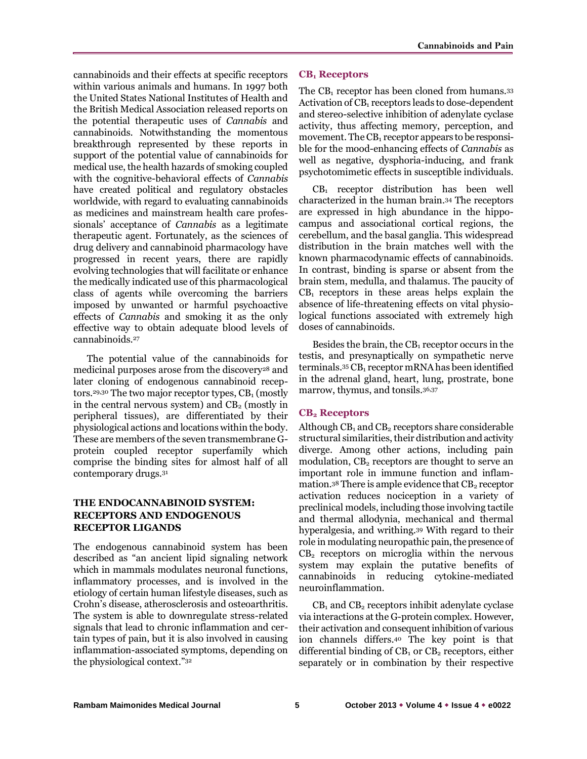cannabinoids and their effects at specific receptors within various animals and humans. In 1997 both the United States National Institutes of Health and the British Medical Association released reports on the potential therapeutic uses of *Cannabis* and cannabinoids. Notwithstanding the momentous breakthrough represented by these reports in support of the potential value of cannabinoids for medical use, the health hazards of smoking coupled with the cognitive-behavioral effects of *Cannabis* have created political and regulatory obstacles worldwide, with regard to evaluating cannabinoids as medicines and mainstream health care professionals' acceptance of *Cannabis* as a legitimate therapeutic agent. Fortunately, as the sciences of drug delivery and cannabinoid pharmacology have progressed in recent years, there are rapidly evolving technologies that will facilitate or enhance the medically indicated use of this pharmacological class of agents while overcoming the barriers imposed by unwanted or harmful psychoactive effects of *Cannabis* and smoking it as the only effective way to obtain adequate blood levels of cannabinoids.[27]

The potential value of the cannabinoids for medicinal purposes arose from the discovery[28] and later cloning of endogenous cannabinoid receptors.[29,30] The two major receptor types, $CB_1$ (mostly in the central nervous system) and $CB_2$ (mostly in peripheral tissues), are differentiated by their physiological actions and locations within the body. These are members of the seven transmembrane G-protein coupled receptor superfamily which comprise the binding sites for almost half of all contemporary drugs.[31]

## THE ENDOCANNABINOID SYSTEM: RECEPTORS AND ENDOGENOUS RECEPTOR LIGANDS

The endogenous cannabinoid system has been described as "an ancient lipid signaling network which in mammals modulates neuronal functions, inflammatory processes, and is involved in the etiology of certain human lifestyle diseases, such as Crohn's disease, atherosclerosis and osteoarthritis. The system is able to downregulate stress-related signals that lead to chronic inflammation and certain types of pain, but it is also involved in causing inflammation-associated symptoms, depending on the physiological context."[32]

### $CB_1$ Receptors

The $CB_1$ receptor has been cloned from humans.[33] Activation of $CB_1$ receptors leads to dose-dependent and stereo-selective inhibition of adenylate cyclase activity, thus affecting memory, perception, and movement. The $CB_1$ receptor appears to be responsible for the mood-enhancing effects of *Cannabis* as well as negative, dysphoria-inducing, and frank psychotomimetic effects in susceptible individuals.

$CB_1$ receptor distribution has been well characterized in the human brain.[34] The receptors are expressed in high abundance in the hippocampus and associational cortical regions, the cerebellum, and the basal ganglia. This widespread distribution in the brain matches well with the known pharmacodynamic effects of cannabinoids. In contrast, binding is sparse or absent from the brain stem, medulla, and thalamus. The paucity of $CB_1$ receptors in these areas helps explain the absence of life-threatening effects on vital physiological functions associated with extremely high doses of cannabinoids.

Besides the brain, the $CB_1$ receptor occurs in the testis, and presynaptically on sympathetic nerve terminals.[35] $CB_1$ receptor mRNA has been identified in the adrenal gland, heart, lung, prostrate, bone marrow, thymus, and tonsils.[36,37]

### $CB_2$ Receptors

Although $CB_1$ and $CB_2$ receptors share considerable structural similarities, their distribution and activity diverge. Among other actions, including pain modulation, $CB_2$ receptors are thought to serve an important role in immune function and inflammation.[38] There is ample evidence that $CB_2$ receptor activation reduces nociception in a variety of preclinical models, including those involving tactile and thermal allodynia, mechanical and thermal hyperalgesia, and writhing.[39] With regard to their role in modulating neuropathic pain, the presence of $CB_2$ receptors on microglia within the nervous system may explain the putative benefits of cannabinoids in reducing cytokine-mediated neuroinflammation.

$CB_1$ and $CB_2$ receptors inhibit adenylate cyclase via interactions at the G-protein complex. However, their activation and consequent inhibition of various ion channels differs.[40] The key point is that differential binding of $CB_1$ or $CB_2$ receptors, either separately or in combination by their respective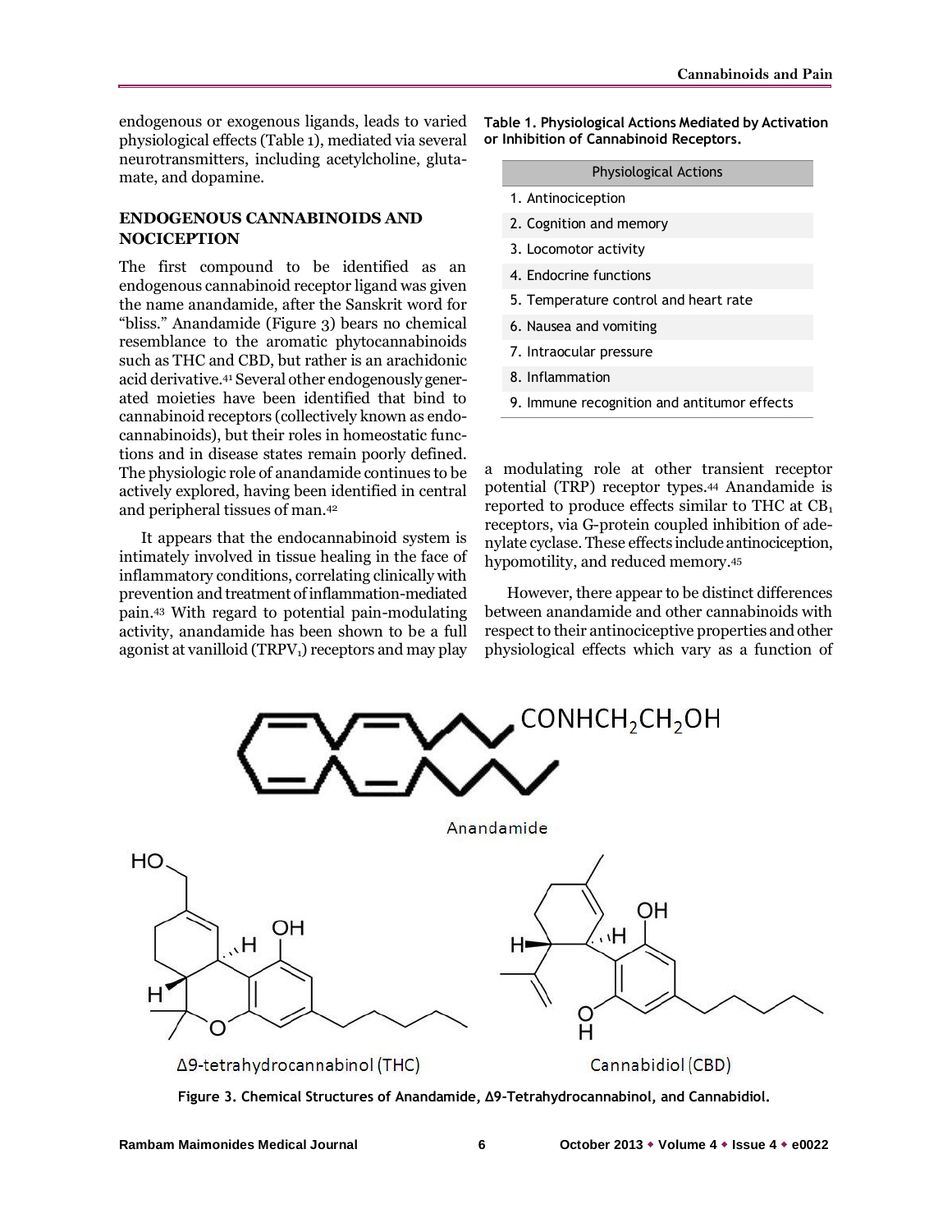endogenous or exogenous ligands, leads to varied physiological effects (Table 1), mediated via several neurotransmitters, including acetylcholine, glutamate, and dopamine.

## ENDOGENOUS CANNABINOIDS AND NOCICEPTION

The first compound to be identified as an endogenous cannabinoid receptor ligand was given the name anandamide, after the Sanskrit word for "bliss." Anandamide (Figure 3) bears no chemical resemblance to the aromatic phytocannabinoids such as THC and CBD, but rather is an arachidonic acid derivative.[41] Several other endogenously generated moieties have been identified that bind to cannabinoid receptors (collectively known as endocannabinoids), but their roles in homeostatic functions and in disease states remain poorly defined. The physiologic role of anandamide continues to be actively explored, having been identified in central and peripheral tissues of man.[42]

It appears that the endocannabinoid system is intimately involved in tissue healing in the face of inflammatory conditions, correlating clinically with prevention and treatment of inflammation-mediated pain.[43] With regard to potential pain-modulating activity, anandamide has been shown to be a full agonist at vanilloid ($TRPV_1$) receptors and may play a modulating role at other transient receptor potential (TRP) receptor types.[44] Anandamide is reported to produce effects similar to THC at $CB_1$ receptors, via G-protein coupled inhibition of adenylate cyclase. These effects include antinociception, hypomotility, and reduced memory.[45]

However, there appear to be distinct differences between anandamide and other cannabinoids with respect to their antinociceptive properties and other physiological effects which vary as a function of

**Table 1. Physiological Actions Mediated by Activation or Inhibition of Cannabinoid Receptors.**

| Physiological Actions |
|---|
| 1. Antinociception |
| 2. Cognition and memory |
| 3. Locomotor activity |
| 4. Endocrine functions |
| 5. Temperature control and heart rate |
| 6. Nausea and vomiting |
| 7. Intraocular pressure |
| 8. Inflammation |
| 9. Immune recognition and antitumor effects |

**Figure 3. Chemical Structures of Anandamide, Δ9-Tetrahydrocannabinol, and Cannabidiol.**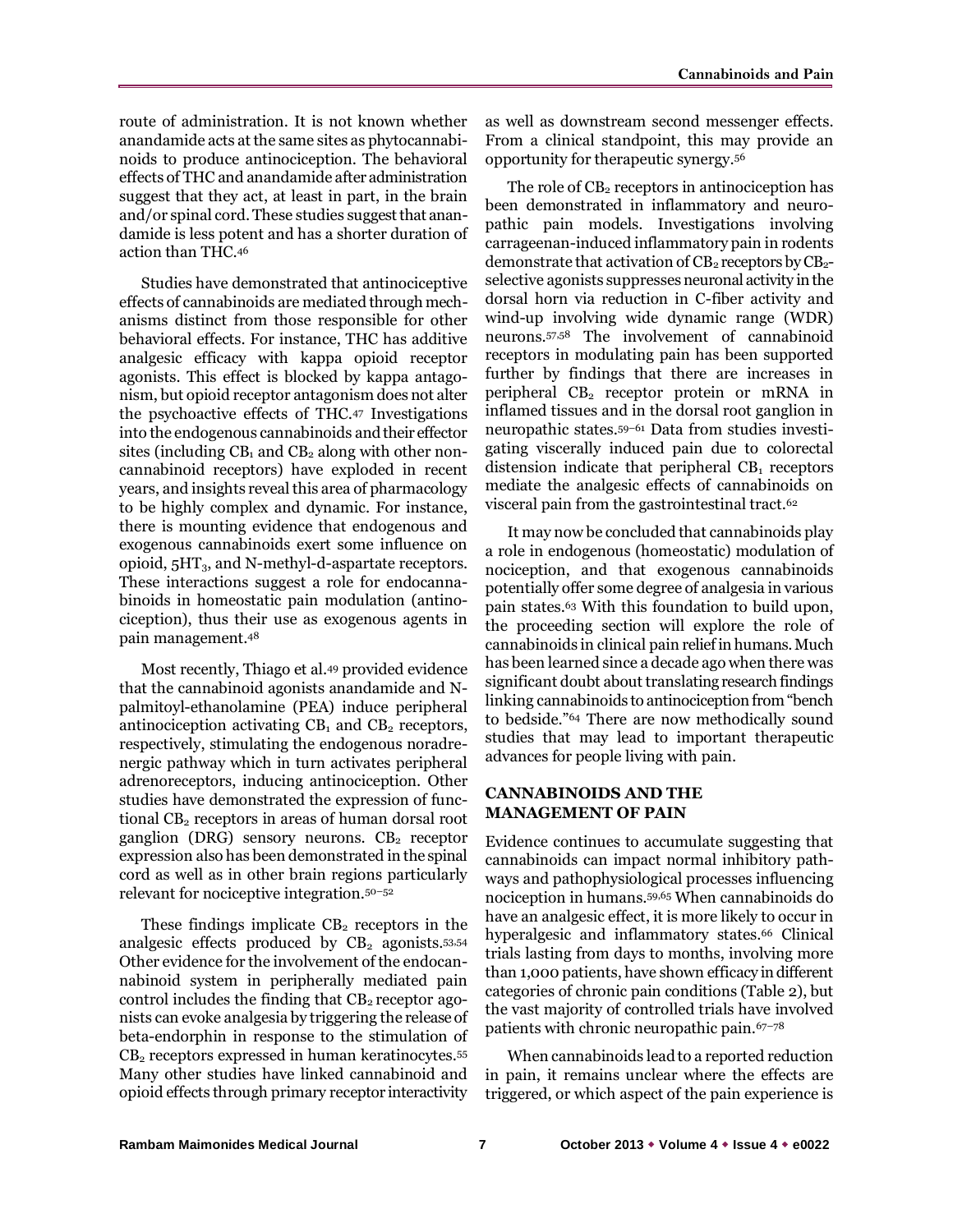route of administration. It is not known whether anandamide acts at the same sites as phytocannabinoids to produce antinociception. The behavioral effects of THC and anandamide after administration suggest that they act, at least in part, in the brain and/or spinal cord. These studies suggest that anandamide is less potent and has a shorter duration of action than THC.[46]

Studies have demonstrated that antinociceptive effects of cannabinoids are mediated through mechanisms distinct from those responsible for other behavioral effects. For instance, THC has additive analgesic efficacy with kappa opioid receptor agonists. This effect is blocked by kappa antagonism, but opioid receptor antagonism does not alter the psychoactive effects of THC.[47] Investigations into the endogenous cannabinoids and their effector sites (including $CB_1$ and $CB_2$ along with other non-cannabinoid receptors) have exploded in recent years, and insights reveal this area of pharmacology to be highly complex and dynamic. For instance, there is mounting evidence that endogenous and exogenous cannabinoids exert some influence on opioid, $5HT_3$, and N-methyl-d-aspartate receptors. These interactions suggest a role for endocannabinoids in homeostatic pain modulation (antinociception), thus their use as exogenous agents in pain management.[48]

Most recently, Thiago et al.[49] provided evidence that the cannabinoid agonists anandamide and N-palmitoyl-ethanolamine (PEA) induce peripheral antinociception activating $CB_1$ and $CB_2$ receptors, respectively, stimulating the endogenous noradrenergic pathway which in turn activates peripheral adrenoreceptors, inducing antinociception. Other studies have demonstrated the expression of functional $CB_2$ receptors in areas of human dorsal root ganglion (DRG) sensory neurons. $CB_2$ receptor expression also has been demonstrated in the spinal cord as well as in other brain regions particularly relevant for nociceptive integration.[50–52]

These findings implicate $CB_2$ receptors in the analgesic effects produced by $CB_2$ agonists.[53,54] Other evidence for the involvement of the endocannabinoid system in peripherally mediated pain control includes the finding that $CB_2$ receptor agonists can evoke analgesia by triggering the release of beta-endorphin in response to the stimulation of $CB_2$ receptors expressed in human keratinocytes.[55] Many other studies have linked cannabinoid and opioid effects through primary receptor interactivity as well as downstream second messenger effects. From a clinical standpoint, this may provide an opportunity for therapeutic synergy.[56]

The role of $CB_2$ receptors in antinociception has been demonstrated in inflammatory and neuropathic pain models. Investigations involving carrageenan-induced inflammatory pain in rodents demonstrate that activation of $CB_2$ receptors by $CB_2$-selective agonists suppresses neuronal activity in the dorsal horn via reduction in C-fiber activity and wind-up involving wide dynamic range (WDR) neurons.[57,58] The involvement of cannabinoid receptors in modulating pain has been supported further by findings that there are increases in peripheral $CB_2$ receptor protein or mRNA in inflamed tissues and in the dorsal root ganglion in neuropathic states.[59–61] Data from studies investigating viscerally induced pain due to colorectal distension indicate that peripheral $CB_1$ receptors mediate the analgesic effects of cannabinoids on visceral pain from the gastrointestinal tract.[62]

It may now be concluded that cannabinoids play a role in endogenous (homeostatic) modulation of nociception, and that exogenous cannabinoids potentially offer some degree of analgesia in various pain states.[63] With this foundation to build upon, the proceeding section will explore the role of cannabinoids in clinical pain relief in humans. Much has been learned since a decade ago when there was significant doubt about translating research findings linking cannabinoids to antinociception from "bench to bedside."[64] There are now methodically sound studies that may lead to important therapeutic advances for people living with pain.

## CANNABINOIDS AND THE MANAGEMENT OF PAIN

Evidence continues to accumulate suggesting that cannabinoids can impact normal inhibitory pathways and pathophysiological processes influencing nociception in humans.[59,65] When cannabinoids do have an analgesic effect, it is more likely to occur in hyperalgesic and inflammatory states.[66] Clinical trials lasting from days to months, involving more than 1,000 patients, have shown efficacy in different categories of chronic pain conditions (Table 2), but the vast majority of controlled trials have involved patients with chronic neuropathic pain.[67–78]

When cannabinoids lead to a reported reduction in pain, it remains unclear where the effects are triggered, or which aspect of the pain experience is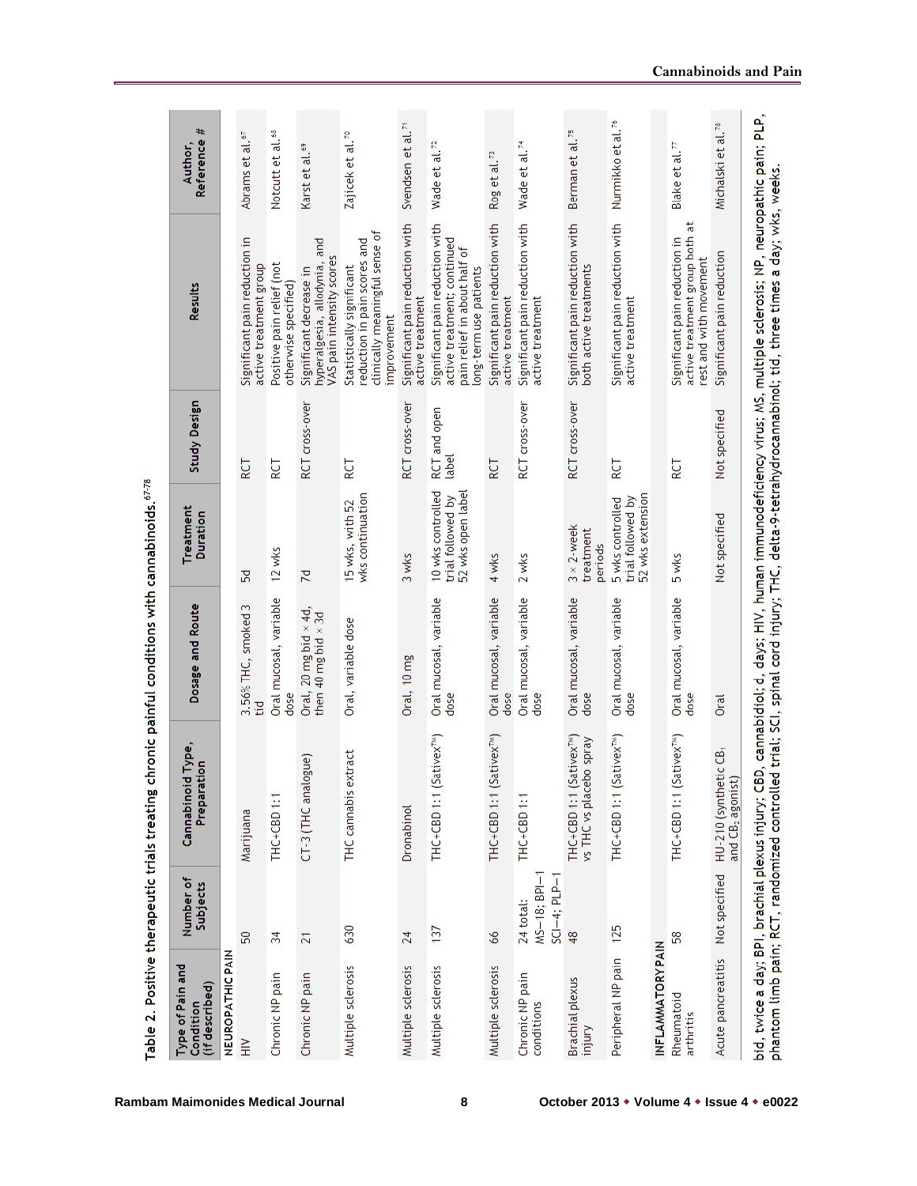Table 2. Positive therapeutic trials treating chronic painful conditions with cannabinoids.[67-78]

| Type of Pain and Condition (if described) | Number of Subjects | Cannabinoid Type, Preparation | Dosage and Route | Treatment Duration | Study Design | Results | Author, Reference # |
|---|---|---|---|---|---|---|---|
| **NEUROPATHIC PAIN** | | | | | | | |
| HIV | 50 | Marijuana | 3.56% THC, smoked 3 tid | 5d | RCT | Significant pain reduction in active treatment group | Abrams et al.[67] |
| Chronic NP pain | 34 | THC+CBD 1:1 | Oral mucosal, variable dose | 12 wks | RCT | Positive pain relief (not otherwise specified) | Notcutt et al.[68] |
| Chronic NP pain | 21 | CT-3 (THC analogue) | Oral, 20 mg bid × 4d, then 40 mg bid × 3d | 7d | RCT cross-over | Significant decrease in hyperalgesia, allodynia, and VAS pain intensity scores | Karst et al.[69] |
| Multiple sclerosis | 630 | THC cannabis extract | Oral, variable dose | 15 wks, with 52 wks continuation | RCT | Statistically significant reduction in pain scores and clinically meaningful sense of improvement | Zajicek et al.[70] |
| Multiple sclerosis | 24 | Dronabinol | Oral, 10 mg | 3 wks | RCT cross-over | Significant pain reduction with active treatment | Svendsen et al.[71] |
| Multiple sclerosis | 137 | THC+CBD 1:1 (Sativex™) | Oral mucosal, variable dose | 10 wks controlled trial followed by 52 wks open label | RCT and open label | Significant pain reduction with active treatment; continued pain relief in about half of long-term use patients | Wade et al.[72] |
| Multiple sclerosis | 66 | THC+CBD 1:1 (Sativex™) | Oral mucosal, variable dose | 4 wks | RCT | Significant pain reduction with active treatment | Rog et al.[73] |
| Chronic NP pain conditions | 24 total: MS–18; BPI–1 SCI–4; PLP–1 | THC+CBD 1:1 | Oral mucosal, variable dose | 2 wks | RCT cross-over | Significant pain reduction with active treatment | Wade et al.[74] |
| Brachial plexus injury | 48 | THC+CBD 1:1 (Sativex™) vs THC vs placebo spray | Oral mucosal, variable dose | 3 × 2-week treatment periods | RCT cross-over | Significant pain reduction with both active treatments | Berman et al.[75] |
| Peripheral NP pain | 125 | THC+CBD 1:1 (Sativex™) | Oral mucosal, variable dose | 5 wks controlled trial followed by 52 wks extension | RCT | Significant pain reduction with active treatment | Nurmikko et al.[76] |
| **INFLAMMATORY PAIN** | | | | | | | |
| Rheumatoid arthritis | 58 | THC+CBD 1:1 (Sativex™) | Oral mucosal, variable dose | 5 wks | RCT | Significant pain reduction in active treatment group both at rest and with movement | Blake et al.[77] |
| Acute pancreatitis | Not specified | HU-210 (synthetic $CB_1$ and $CB_2$ agonist) | Oral | Not specified | Not specified | Significant pain reduction | Michalski et al.[78] |

bid, twice a day; BPI, brachial plexus injury; CBD, cannabidiol; d, days; HIV, human immunodeficiency virus; MS, multiple sclerosis; NP, neuropathic pain; PLP, phantom limb pain; RCT, randomized controlled trial; SCI, spinal cord injury; THC, delta-9-tetrahydrocannabinol; tid, three times a day; wks, weeks.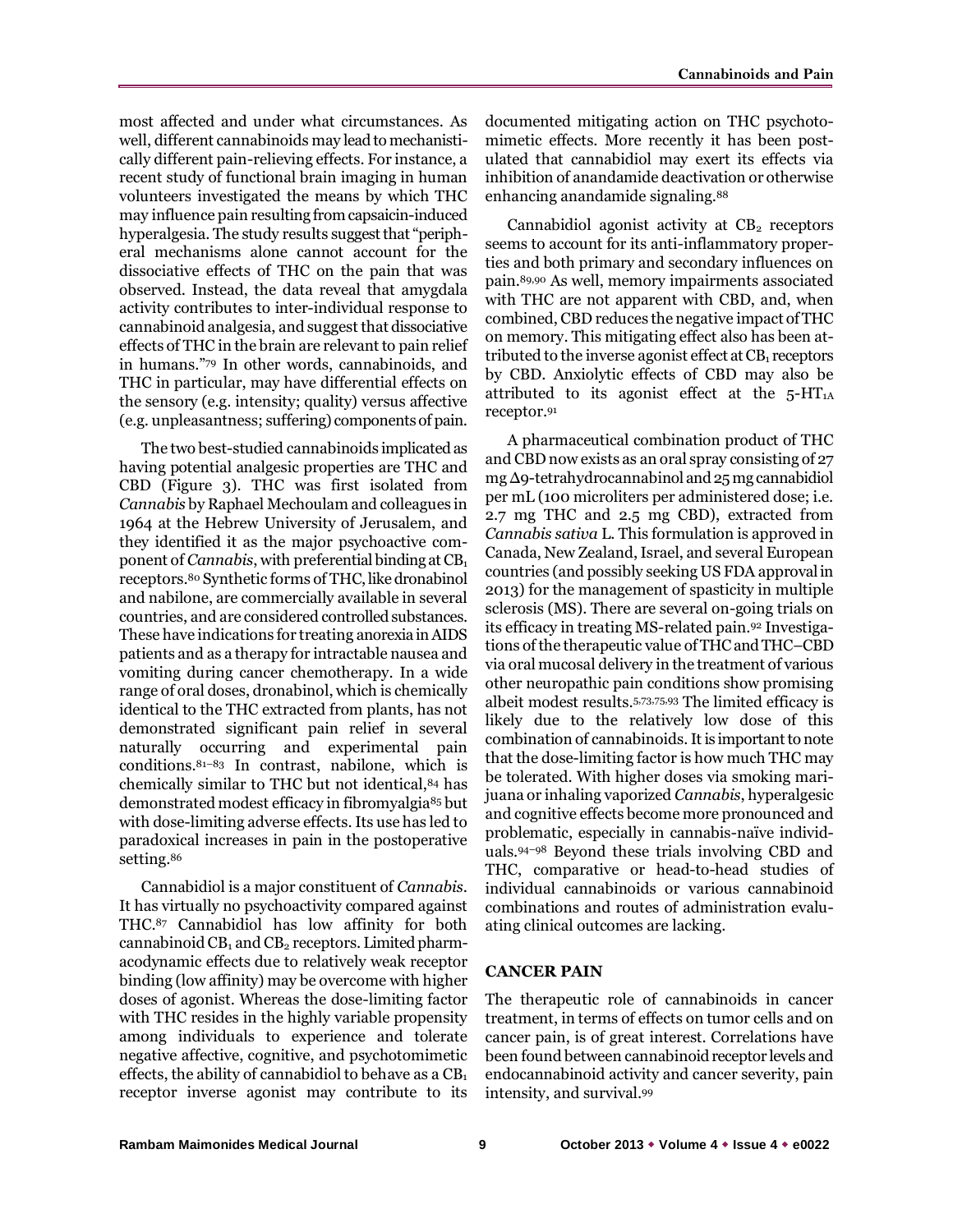most affected and under what circumstances. As well, different cannabinoids may lead to mechanistically different pain-relieving effects. For instance, a recent study of functional brain imaging in human volunteers investigated the means by which THC may influence pain resulting from capsaicin-induced hyperalgesia. The study results suggest that "peripheral mechanisms alone cannot account for the dissociative effects of THC on the pain that was observed. Instead, the data reveal that amygdala activity contributes to inter-individual response to cannabinoid analgesia, and suggest that dissociative effects of THC in the brain are relevant to pain relief in humans."[79] In other words, cannabinoids, and THC in particular, may have differential effects on the sensory (e.g. intensity; quality) versus affective (e.g. unpleasantness; suffering) components of pain.

The two best-studied cannabinoids implicated as having potential analgesic properties are THC and CBD (Figure 3). THC was first isolated from *Cannabis* by Raphael Mechoulam and colleagues in 1964 at the Hebrew University of Jerusalem, and they identified it as the major psychoactive component of *Cannabis*, with preferential binding at $CB_1$ receptors.[80] Synthetic forms of THC, like dronabinol and nabilone, are commercially available in several countries, and are considered controlled substances. These have indications for treating anorexia in AIDS patients and as a therapy for intractable nausea and vomiting during cancer chemotherapy. In a wide range of oral doses, dronabinol, which is chemically identical to the THC extracted from plants, has not demonstrated significant pain relief in several naturally occurring and experimental pain conditions.[81–83] In contrast, nabilone, which is chemically similar to THC but not identical,[84] has demonstrated modest efficacy in fibromyalgia[85] but with dose-limiting adverse effects. Its use has led to paradoxical increases in pain in the postoperative setting.[86]

Cannabidiol is a major constituent of *Cannabis*. It has virtually no psychoactivity compared against THC.[87] Cannabidiol has low affinity for both cannabinoid $CB_1$ and $CB_2$ receptors. Limited pharmacodynamic effects due to relatively weak receptor binding (low affinity) may be overcome with higher doses of agonist. Whereas the dose-limiting factor with THC resides in the highly variable propensity among individuals to experience and tolerate negative affective, cognitive, and psychotomimetic effects, the ability of cannabidiol to behave as a $CB_1$ receptor inverse agonist may contribute to its documented mitigating action on THC psychotomimetic effects. More recently it has been postulated that cannabidiol may exert its effects via inhibition of anandamide deactivation or otherwise enhancing anandamide signaling.[88]

Cannabidiol agonist activity at $CB_2$ receptors seems to account for its anti-inflammatory properties and both primary and secondary influences on pain.[89,90] As well, memory impairments associated with THC are not apparent with CBD, and, when combined, CBD reduces the negative impact of THC on memory. This mitigating effect also has been attributed to the inverse agonist effect at $CB_1$ receptors by CBD. Anxiolytic effects of CBD may also be attributed to its agonist effect at the 5-$HT_{1A}$ receptor.[91]

A pharmaceutical combination product of THC and CBD now exists as an oral spray consisting of 27 mg Δ9-tetrahydrocannabinol and 25 mg cannabidiol per mL (100 microliters per administered dose; i.e. 2.7 mg THC and 2.5 mg CBD), extracted from *Cannabis sativa* L. This formulation is approved in Canada, New Zealand, Israel, and several European countries (and possibly seeking US FDA approval in 2013) for the management of spasticity in multiple sclerosis (MS). There are several on-going trials on its efficacy in treating MS-related pain.[92] Investigations of the therapeutic value of THC and THC–CBD via oral mucosal delivery in the treatment of various other neuropathic pain conditions show promising albeit modest results.[5,73,75,93] The limited efficacy is likely due to the relatively low dose of this combination of cannabinoids. It is important to note that the dose-limiting factor is how much THC may be tolerated. With higher doses via smoking marijuana or inhaling vaporized *Cannabis*, hyperalgesic and cognitive effects become more pronounced and problematic, especially in cannabis-naïve individuals.[94–98] Beyond these trials involving CBD and THC, comparative or head-to-head studies of individual cannabinoids or various cannabinoid combinations and routes of administration evaluating clinical outcomes are lacking.

## CANCER PAIN

The therapeutic role of cannabinoids in cancer treatment, in terms of effects on tumor cells and on cancer pain, is of great interest. Correlations have been found between cannabinoid receptor levels and endocannabinoid activity and cancer severity, pain intensity, and survival.[99]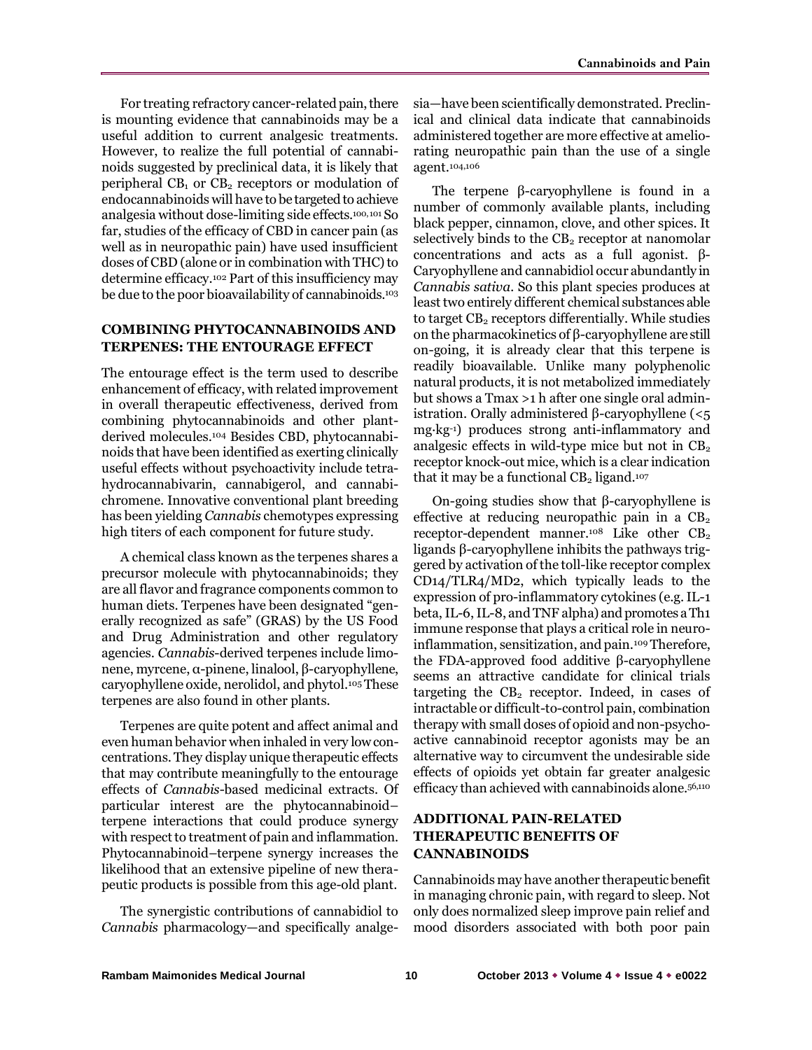For treating refractory cancer-related pain, there is mounting evidence that cannabinoids may be a useful addition to current analgesic treatments. However, to realize the full potential of cannabinoids suggested by preclinical data, it is likely that peripheral $CB_1$ or $CB_2$ receptors or modulation of endocannabinoids will have to be targeted to achieve analgesia without dose-limiting side effects.[100,101] So far, studies of the efficacy of CBD in cancer pain (as well as in neuropathic pain) have used insufficient doses of CBD (alone or in combination with THC) to determine efficacy.[102] Part of this insufficiency may be due to the poor bioavailability of cannabinoids.[103]

## COMBINING PHYTOCANNABINOIDS AND TERPENES: THE ENTOURAGE EFFECT

The entourage effect is the term used to describe enhancement of efficacy, with related improvement in overall therapeutic effectiveness, derived from combining phytocannabinoids and other plant-derived molecules.[104] Besides CBD, phytocannabinoids that have been identified as exerting clinically useful effects without psychoactivity include tetrahydrocannabivarin, cannabigerol, and cannabichromene. Innovative conventional plant breeding has been yielding *Cannabis* chemotypes expressing high titers of each component for future study.

A chemical class known as the terpenes shares a precursor molecule with phytocannabinoids; they are all flavor and fragrance components common to human diets. Terpenes have been designated "generally recognized as safe" (GRAS) by the US Food and Drug Administration and other regulatory agencies. *Cannabis*-derived terpenes include limonene, myrcene, α-pinene, linalool, β-caryophyllene, caryophyllene oxide, nerolidol, and phytol.[105] These terpenes are also found in other plants.

Terpenes are quite potent and affect animal and even human behavior when inhaled in very low concentrations. They display unique therapeutic effects that may contribute meaningfully to the entourage effects of *Cannabis*-based medicinal extracts. Of particular interest are the phytocannabinoid–terpene interactions that could produce synergy with respect to treatment of pain and inflammation. Phytocannabinoid–terpene synergy increases the likelihood that an extensive pipeline of new therapeutic products is possible from this age-old plant.

The synergistic contributions of cannabidiol to *Cannabis* pharmacology—and specifically analgesia—have been scientifically demonstrated. Preclinical and clinical data indicate that cannabinoids administered together are more effective at ameliorating neuropathic pain than the use of a single agent.[104,106]

The terpene β-caryophyllene is found in a number of commonly available plants, including black pepper, cinnamon, clove, and other spices. It selectively binds to the $CB_2$ receptor at nanomolar concentrations and acts as a full agonist. β-Caryophyllene and cannabidiol occur abundantly in *Cannabis sativa*. So this plant species produces at least two entirely different chemical substances able to target $CB_2$ receptors differentially. While studies on the pharmacokinetics of β-caryophyllene are still on-going, it is already clear that this terpene is readily bioavailable. Unlike many polyphenolic natural products, it is not metabolized immediately but shows a Tmax >1 h after one single oral administration. Orally administered β-caryophyllene ($<5$ $mg \cdot kg^{-1}$) produces strong anti-inflammatory and analgesic effects in wild-type mice but not in $CB_2$ receptor knock-out mice, which is a clear indication that it may be a functional $CB_2$ ligand.[107]

On-going studies show that β-caryophyllene is effective at reducing neuropathic pain in a $CB_2$ receptor-dependent manner.[108] Like other $CB_2$ ligands β-caryophyllene inhibits the pathways triggered by activation of the toll-like receptor complex CD14/TLR4/MD2, which typically leads to the expression of pro-inflammatory cytokines (e.g. IL-1 beta, IL-6, IL-8, and TNF alpha) and promotes a Th1 immune response that plays a critical role in neuroinflammation, sensitization, and pain.[109] Therefore, the FDA-approved food additive β-caryophyllene seems an attractive candidate for clinical trials targeting the $CB_2$ receptor. Indeed, in cases of intractable or difficult-to-control pain, combination therapy with small doses of opioid and non-psychoactive cannabinoid receptor agonists may be an alternative way to circumvent the undesirable side effects of opioids yet obtain far greater analgesic efficacy than achieved with cannabinoids alone.[56,110]

## ADDITIONAL PAIN-RELATED THERAPEUTIC BENEFITS OF CANNABINOIDS

Cannabinoids may have another therapeutic benefit in managing chronic pain, with regard to sleep. Not only does normalized sleep improve pain relief and mood disorders associated with both poor pain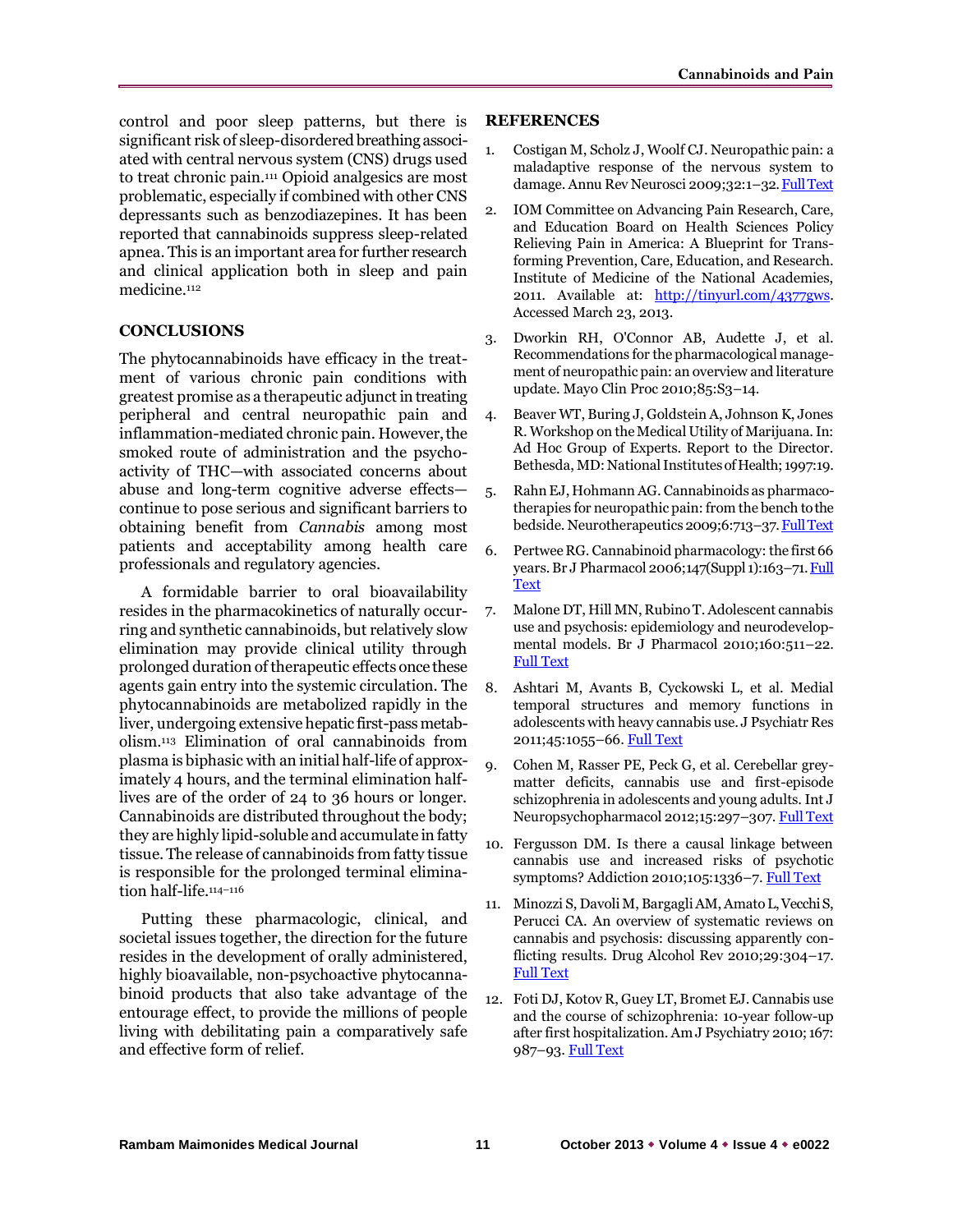control and poor sleep patterns, but there is significant risk of sleep-disordered breathing associated with central nervous system (CNS) drugs used to treat chronic pain.[111] Opioid analgesics are most problematic, especially if combined with other CNS depressants such as benzodiazepines. It has been reported that cannabinoids suppress sleep-related apnea. This is an important area for further research and clinical application both in sleep and pain medicine.[112]

## CONCLUSIONS

The phytocannabinoids have efficacy in the treatment of various chronic pain conditions with greatest promise as a therapeutic adjunct in treating peripheral and central neuropathic pain and inflammation-mediated chronic pain. However, the smoked route of administration and the psychoactivity of THC—with associated concerns about abuse and long-term cognitive adverse effects—continue to pose serious and significant barriers to obtaining benefit from *Cannabis* among most patients and acceptability among health care professionals and regulatory agencies.

A formidable barrier to oral bioavailability resides in the pharmacokinetics of naturally occurring and synthetic cannabinoids, but relatively slow elimination may provide clinical utility through prolonged duration of therapeutic effects once these agents gain entry into the systemic circulation. The phytocannabinoids are metabolized rapidly in the liver, undergoing extensive hepatic first-pass metabolism.[113] Elimination of oral cannabinoids from plasma is biphasic with an initial half-life of approximately 4 hours, and the terminal elimination half-lives are of the order of 24 to 36 hours or longer. Cannabinoids are distributed throughout the body; they are highly lipid-soluble and accumulate in fatty tissue. The release of cannabinoids from fatty tissue is responsible for the prolonged terminal elimination half-life.[114–116]

Putting these pharmacologic, clinical, and societal issues together, the direction for the future resides in the development of orally administered, highly bioavailable, non-psychoactive phytocannabinoid products that also take advantage of the entourage effect, to provide the millions of people living with debilitating pain a comparatively safe and effective form of relief.

## REFERENCES

1. Costigan M, Scholz J, Woolf CJ. Neuropathic pain: a maladaptive response of the nervous system to damage. Annu Rev Neurosci 2009;32:1–32. Full Text
2. IOM Committee on Advancing Pain Research, Care, and Education Board on Health Sciences Policy Relieving Pain in America: A Blueprint for Transforming Prevention, Care, Education, and Research. Institute of Medicine of the National Academies, 2011. Available at: http://tinyurl.com/4377gws. Accessed March 23, 2013.
3. Dworkin RH, O'Connor AB, Audette J, et al. Recommendations for the pharmacological management of neuropathic pain: an overview and literature update. Mayo Clin Proc 2010;85:S3–14.
4. Beaver WT, Buring J, Goldstein A, Johnson K, Jones R. Workshop on the Medical Utility of Marijuana. In: Ad Hoc Group of Experts. Report to the Director. Bethesda, MD: National Institutes of Health; 1997:19.
5. Rahn EJ, Hohmann AG. Cannabinoids as pharmacotherapies for neuropathic pain: from the bench to the bedside. Neurotherapeutics 2009;6:713–37. Full Text
6. Pertwee RG. Cannabinoid pharmacology: the first 66 years. Br J Pharmacol 2006;147(Suppl 1):163–71. Full Text
7. Malone DT, Hill MN, Rubino T. Adolescent cannabis use and psychosis: epidemiology and neurodevelopmental models. Br J Pharmacol 2010;160:511–22. Full Text
8. Ashtari M, Avants B, Cyckowski L, et al. Medial temporal structures and memory functions in adolescents with heavy cannabis use. J Psychiatr Res 2011;45:1055–66. Full Text
9. Cohen M, Rasser PE, Peck G, et al. Cerebellar grey-matter deficits, cannabis use and first-episode schizophrenia in adolescents and young adults. Int J Neuropsychopharmacol 2012;15:297–307. Full Text
10. Fergusson DM. Is there a causal linkage between cannabis use and increased risks of psychotic symptoms? Addiction 2010;105:1336–7. Full Text
11. Minozzi S, Davoli M, Bargagli AM, Amato L, Vecchi S, Perucci CA. An overview of systematic reviews on cannabis and psychosis: discussing apparently conflicting results. Drug Alcohol Rev 2010;29:304–17. Full Text
12. Foti DJ, Kotov R, Guey LT, Bromet EJ. Cannabis use and the course of schizophrenia: 10-year follow-up after first hospitalization. Am J Psychiatry 2010; 167: 987–93. Full Text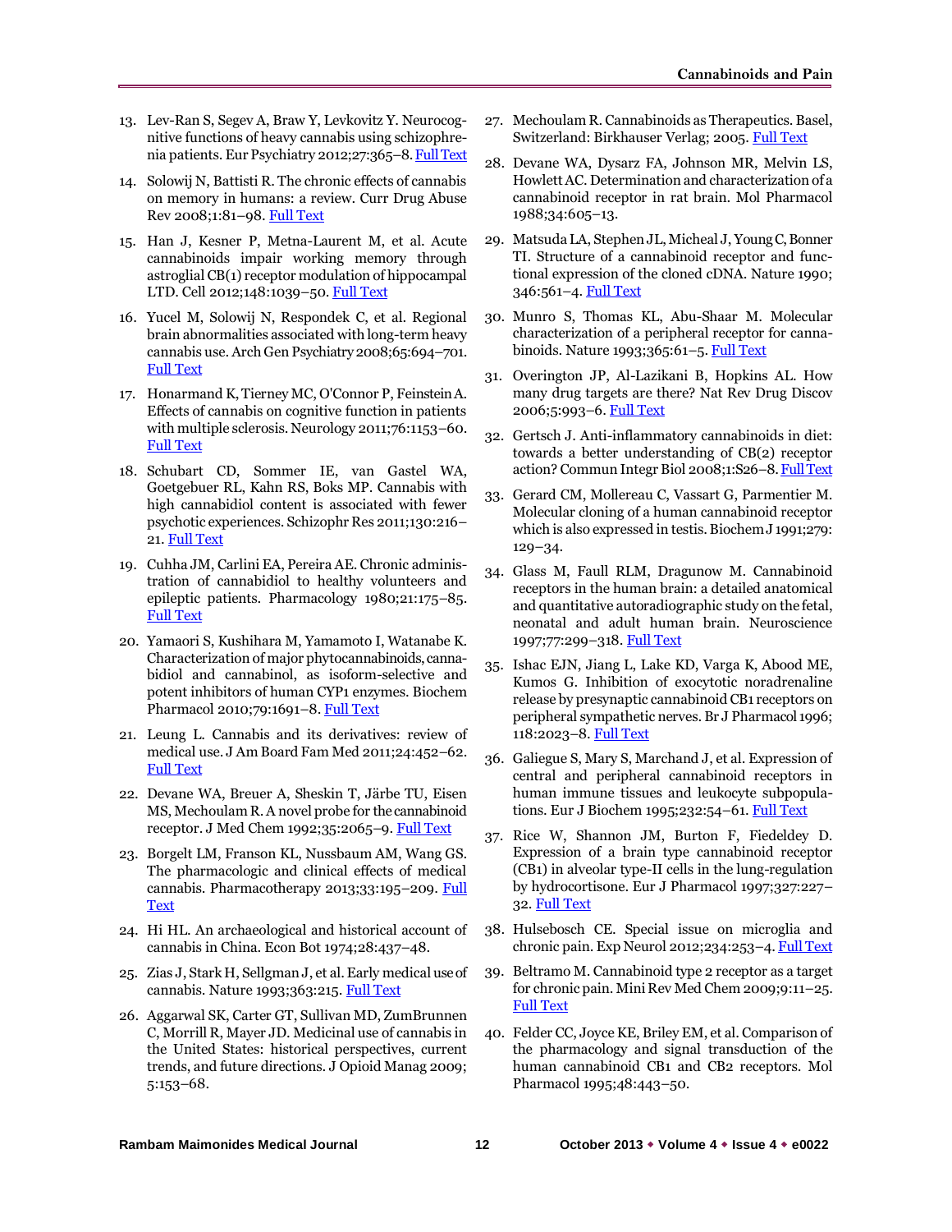13. Lev-Ran S, Segev A, Braw Y, Levkovitz Y. Neurocognitive functions of heavy cannabis using schizophrenia patients. Eur Psychiatry 2012;27:365–8. Full Text
14. Solowij N, Battisti R. The chronic effects of cannabis on memory in humans: a review. Curr Drug Abuse Rev 2008;1:81–98. Full Text
15. Han J, Kesner P, Metna-Laurent M, et al. Acute cannabinoids impair working memory through astroglial CB(1) receptor modulation of hippocampal LTD. Cell 2012;148:1039–50. Full Text
16. Yucel M, Solowij N, Respondek C, et al. Regional brain abnormalities associated with long-term heavy cannabis use. Arch Gen Psychiatry 2008;65:694–701. Full Text
17. Honarmand K, Tierney MC, O'Connor P, Feinstein A. Effects of cannabis on cognitive function in patients with multiple sclerosis. Neurology 2011;76:1153–60. Full Text
18. Schubart CD, Sommer IE, van Gastel WA, Goetgebuer RL, Kahn RS, Boks MP. Cannabis with high cannabidiol content is associated with fewer psychotic experiences. Schizophr Res 2011;130:216–21. Full Text
19. Cuhha JM, Carlini EA, Pereira AE. Chronic administration of cannabidiol to healthy volunteers and epileptic patients. Pharmacology 1980;21:175–85. Full Text
20. Yamaori S, Kushihara M, Yamamoto I, Watanabe K. Characterization of major phytocannabinoids, cannabidiol and cannabinol, as isoform-selective and potent inhibitors of human CYP1 enzymes. Biochem Pharmacol 2010;79:1691–8. Full Text
21. Leung L. Cannabis and its derivatives: review of medical use. J Am Board Fam Med 2011;24:452–62. Full Text
22. Devane WA, Breuer A, Sheskin T, Järbe TU, Eisen MS, Mechoulam R. A novel probe for the cannabinoid receptor. J Med Chem 1992;35:2065–9. Full Text
23. Borgelt LM, Franson KL, Nussbaum AM, Wang GS. The pharmacologic and clinical effects of medical cannabis. Pharmacotherapy 2013;33:195–209. Full Text
24. Hi HL. An archaeological and historical account of cannabis in China. Econ Bot 1974;28:437–48.
25. Zias J, Stark H, Sellgman J, et al. Early medical use of cannabis. Nature 1993;363:215. Full Text
26. Aggarwal SK, Carter GT, Sullivan MD, ZumBrunnen C, Morrill R, Mayer JD. Medicinal use of cannabis in the United States: historical perspectives, current trends, and future directions. J Opioid Manag 2009;5:153–68.
27. Mechoulam R. Cannabinoids as Therapeutics. Basel, Switzerland: Birkhauser Verlag; 2005. Full Text
28. Devane WA, Dysarz FA, Johnson MR, Melvin LS, Howlett AC. Determination and characterization of a cannabinoid receptor in rat brain. Mol Pharmacol 1988;34:605–13.
29. Matsuda LA, Stephen JL, Micheal J, Young C, Bonner TI. Structure of a cannabinoid receptor and functional expression of the cloned cDNA. Nature 1990;346:561–4. Full Text
30. Munro S, Thomas KL, Abu-Shaar M. Molecular characterization of a peripheral receptor for cannabinoids. Nature 1993;365:61–5. Full Text
31. Overington JP, Al-Lazikani B, Hopkins AL. How many drug targets are there? Nat Rev Drug Discov 2006;5:993–6. Full Text
32. Gertsch J. Anti-inflammatory cannabinoids in diet: towards a better understanding of CB(2) receptor action? Commun Integr Biol 2008;1:S26–8. Full Text
33. Gerard CM, Mollereau C, Vassart G, Parmentier M. Molecular cloning of a human cannabinoid receptor which is also expressed in testis. Biochem J 1991;279:129–34.
34. Glass M, Faull RLM, Dragunow M. Cannabinoid receptors in the human brain: a detailed anatomical and quantitative autoradiographic study on the fetal, neonatal and adult human brain. Neuroscience 1997;77:299–318. Full Text
35. Ishac EJN, Jiang L, Lake KD, Varga K, Abood ME, Kumos G. Inhibition of exocytotic noradrenaline release by presynaptic cannabinoid CB1 receptors on peripheral sympathetic nerves. Br J Pharmacol 1996;118:2023–8. Full Text
36. Galiegue S, Mary S, Marchand J, et al. Expression of central and peripheral cannabinoid receptors in human immune tissues and leukocyte subpopulations. Eur J Biochem 1995;232:54–61. Full Text
37. Rice W, Shannon JM, Burton F, Fiedeldey D. Expression of a brain type cannabinoid receptor (CB1) in alveolar type-II cells in the lung-regulation by hydrocortisone. Eur J Pharmacol 1997;327:227–32. Full Text
38. Hulsebosch CE. Special issue on microglia and chronic pain. Exp Neurol 2012;234:253–4. Full Text
39. Beltramo M. Cannabinoid type 2 receptor as a target for chronic pain. Mini Rev Med Chem 2009;9:11–25. Full Text
40. Felder CC, Joyce KE, Briley EM, et al. Comparison of the pharmacology and signal transduction of the human cannabinoid CB1 and CB2 receptors. Mol Pharmacol 1995;48:443–50.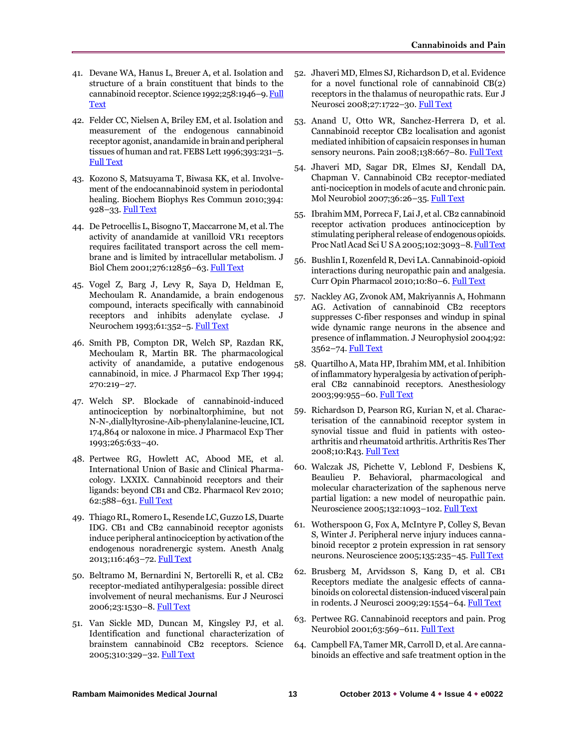41. Devane WA, Hanus L, Breuer A, et al. Isolation and structure of a brain constituent that binds to the cannabinoid receptor. Science 1992;258:1946–9. Full Text

42. Felder CC, Nielsen A, Briley EM, et al. Isolation and measurement of the endogenous cannabinoid receptor agonist, anandamide in brain and peripheral tissues of human and rat. FEBS Lett 1996;393:231–5. Full Text

43. Kozono S, Matsuyama T, Biwasa KK, et al. Involvement of the endocannabinoid system in periodontal healing. Biochem Biophys Res Commun 2010;394: 928–33. Full Text

44. De Petrocellis L, Bisogno T, Maccarrone M, et al. The activity of anandamide at vanilloid VR1 receptors requires facilitated transport across the cell membrane and is limited by intracellular metabolism. J Biol Chem 2001;276:12856–63. Full Text

45. Vogel Z, Barg J, Levy R, Saya D, Heldman E, Mechoulam R. Anandamide, a brain endogenous compound, interacts specifically with cannabinoid receptors and inhibits adenylate cyclase. J Neurochem 1993;61:352–5. Full Text

46. Smith PB, Compton DR, Welch SP, Razdan RK, Mechoulam R, Martin BR. The pharmacological activity of anandamide, a putative endogenous cannabinoid, in mice. J Pharmacol Exp Ther 1994; 270:219–27.

47. Welch SP. Blockade of cannabinoid-induced antinociception by norbinaltorphimine, but not N-N-,diallyltyrosine-Aib-phenylalanine-leucine, ICL 174,864 or naloxone in mice. J Pharmacol Exp Ther 1993;265:633–40.

48. Pertwee RG, Howlett AC, Abood ME, et al. International Union of Basic and Clinical Pharmacology. LXXIX. Cannabinoid receptors and their ligands: beyond CB1 and CB2. Pharmacol Rev 2010; 62:588–631. Full Text

49. Thiago RL, Romero L, Resende LC, Guzzo LS, Duarte IDG. CB1 and CB2 cannabinoid receptor agonists induce peripheral antinociception by activation of the endogenous noradrenergic system. Anesth Analg 2013;116:463–72. Full Text

50. Beltramo M, Bernardini N, Bertorelli R, et al. CB2 receptor-mediated antihyperalgesia: possible direct involvement of neural mechanisms. Eur J Neurosci 2006;23:1530–8. Full Text

51. Van Sickle MD, Duncan M, Kingsley PJ, et al. Identification and functional characterization of brainstem cannabinoid CB2 receptors. Science 2005;310:329–32. Full Text

52. Jhaveri MD, Elmes SJ, Richardson D, et al. Evidence for a novel functional role of cannabinoid CB(2) receptors in the thalamus of neuropathic rats. Eur J Neurosci 2008;27:1722–30. Full Text

53. Anand U, Otto WR, Sanchez-Herrera D, et al. Cannabinoid receptor CB2 localisation and agonist mediated inhibition of capsaicin responses in human sensory neurons. Pain 2008;138:667–80. Full Text

54. Jhaveri MD, Sagar DR, Elmes SJ, Kendall DA, Chapman V. Cannabinoid CB2 receptor-mediated anti-nociception in models of acute and chronic pain. Mol Neurobiol 2007;36:26–35. Full Text

55. Ibrahim MM, Porreca F, Lai J, et al. CB2 cannabinoid receptor activation produces antinociception by stimulating peripheral release of endogenous opioids. Proc Natl Acad Sci U S A 2005;102:3093–8. Full Text

56. Bushlin I, Rozenfeld R, Devi LA. Cannabinoid-opioid interactions during neuropathic pain and analgesia. Curr Opin Pharmacol 2010;10:80–6. Full Text

57. Nackley AG, Zvonok AM, Makriyannis A, Hohmann AG. Activation of cannabinoid CB2 receptors suppresses C-fiber responses and windup in spinal wide dynamic range neurons in the absence and presence of inflammation. J Neurophysiol 2004;92: 3562–74. Full Text

58. Quartilho A, Mata HP, Ibrahim MM, et al. Inhibition of inflammatory hyperalgesia by activation of peripheral CB2 cannabinoid receptors. Anesthesiology 2003;99:955–60. Full Text

59. Richardson D, Pearson RG, Kurian N, et al. Characterisation of the cannabinoid receptor system in synovial tissue and fluid in patients with osteoarthritis and rheumatoid arthritis. Arthritis Res Ther 2008;10:R43. Full Text

60. Walczak JS, Pichette V, Leblond F, Desbiens K, Beaulieu P. Behavioral, pharmacological and molecular characterization of the saphenous nerve partial ligation: a new model of neuropathic pain. Neuroscience 2005;132:1093–102. Full Text

61. Wotherspoon G, Fox A, McIntyre P, Colley S, Bevan S, Winter J. Peripheral nerve injury induces cannabinoid receptor 2 protein expression in rat sensory neurons. Neuroscience 2005;135:235–45. Full Text

62. Brusberg M, Arvidsson S, Kang D, et al. CB1 Receptors mediate the analgesic effects of cannabinoids on colorectal distension-induced visceral pain in rodents. J Neurosci 2009;29:1554–64. Full Text

63. Pertwee RG. Cannabinoid receptors and pain. Prog Neurobiol 2001;63:569–611. Full Text

64. Campbell FA, Tamer MR, Carroll D, et al. Are cannabinoids an effective and safe treatment option in the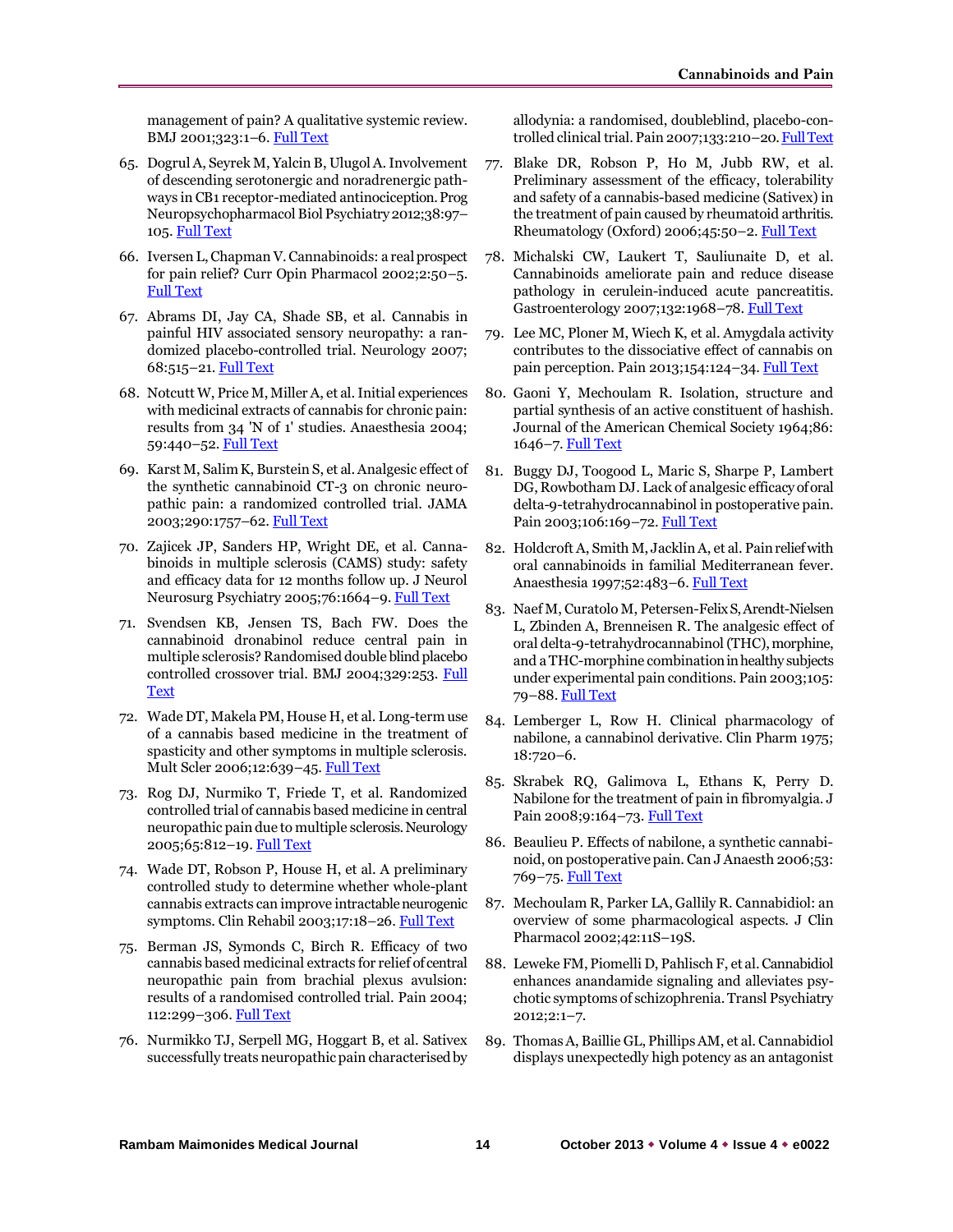management of pain? A qualitative systemic review. BMJ 2001;323:1–6. Full Text

65. Dogrul A, Seyrek M, Yalcin B, Ulugol A. Involvement of descending serotonergic and noradrenergic pathways in CB1 receptor-mediated antinociception. Prog Neuropsychopharmacol Biol Psychiatry 2012;38:97–105. Full Text

66. Iversen L, Chapman V. Cannabinoids: a real prospect for pain relief? Curr Opin Pharmacol 2002;2:50–5. Full Text

67. Abrams DI, Jay CA, Shade SB, et al. Cannabis in painful HIV associated sensory neuropathy: a randomized placebo-controlled trial. Neurology 2007; 68:515–21. Full Text

68. Notcutt W, Price M, Miller A, et al. Initial experiences with medicinal extracts of cannabis for chronic pain: results from 34 'N of 1' studies. Anaesthesia 2004; 59:440–52. Full Text

69. Karst M, Salim K, Burstein S, et al. Analgesic effect of the synthetic cannabinoid CT-3 on chronic neuropathic pain: a randomized controlled trial. JAMA 2003;290:1757–62. Full Text

70. Zajicek JP, Sanders HP, Wright DE, et al. Cannabinoids in multiple sclerosis (CAMS) study: safety and efficacy data for 12 months follow up. J Neurol Neurosurg Psychiatry 2005;76:1664–9. Full Text

71. Svendsen KB, Jensen TS, Bach FW. Does the cannabinoid dronabinol reduce central pain in multiple sclerosis? Randomised double blind placebo controlled crossover trial. BMJ 2004;329:253. Full Text

72. Wade DT, Makela PM, House H, et al. Long-term use of a cannabis based medicine in the treatment of spasticity and other symptoms in multiple sclerosis. Mult Scler 2006;12:639–45. Full Text

73. Rog DJ, Nurmiko T, Friede T, et al. Randomized controlled trial of cannabis based medicine in central neuropathic pain due to multiple sclerosis. Neurology 2005;65:812–19. Full Text

74. Wade DT, Robson P, House H, et al. A preliminary controlled study to determine whether whole-plant cannabis extracts can improve intractable neurogenic symptoms. Clin Rehabil 2003;17:18–26. Full Text

75. Berman JS, Symonds C, Birch R. Efficacy of two cannabis based medicinal extracts for relief of central neuropathic pain from brachial plexus avulsion: results of a randomised controlled trial. Pain 2004; 112:299–306. Full Text

76. Nurmikko TJ, Serpell MG, Hoggart B, et al. Sativex successfully treats neuropathic pain characterised by allodynia: a randomised, doubleblind, placebo-controlled clinical trial. Pain 2007;133:210–20. Full Text

77. Blake DR, Robson P, Ho M, Jubb RW, et al. Preliminary assessment of the efficacy, tolerability and safety of a cannabis-based medicine (Sativex) in the treatment of pain caused by rheumatoid arthritis. Rheumatology (Oxford) 2006;45:50–2. Full Text

78. Michalski CW, Laukert T, Sauliunaite D, et al. Cannabinoids ameliorate pain and reduce disease pathology in cerulein-induced acute pancreatitis. Gastroenterology 2007;132:1968–78. Full Text

79. Lee MC, Ploner M, Wiech K, et al. Amygdala activity contributes to the dissociative effect of cannabis on pain perception. Pain 2013;154:124–34. Full Text

80. Gaoni Y, Mechoulam R. Isolation, structure and partial synthesis of an active constituent of hashish. Journal of the American Chemical Society 1964;86: 1646–7. Full Text

81. Buggy DJ, Toogood L, Maric S, Sharpe P, Lambert DG, Rowbotham DJ. Lack of analgesic efficacy of oral delta-9-tetrahydrocannabinol in postoperative pain. Pain 2003;106:169–72. Full Text

82. Holdcroft A, Smith M, Jacklin A, et al. Pain relief with oral cannabinoids in familial Mediterranean fever. Anaesthesia 1997;52:483–6. Full Text

83. Naef M, Curatolo M, Petersen-Felix S, Arendt-Nielsen L, Zbinden A, Brenneisen R. The analgesic effect of oral delta-9-tetrahydrocannabinol (THC), morphine, and a THC-morphine combination in healthy subjects under experimental pain conditions. Pain 2003;105: 79–88. Full Text

84. Lemberger L, Row H. Clinical pharmacology of nabilone, a cannabinol derivative. Clin Pharm 1975; 18:720–6.

85. Skrabek RQ, Galimova L, Ethans K, Perry D. Nabilone for the treatment of pain in fibromyalgia. J Pain 2008;9:164–73. Full Text

86. Beaulieu P. Effects of nabilone, a synthetic cannabinoid, on postoperative pain. Can J Anaesth 2006;53: 769–75. Full Text

87. Mechoulam R, Parker LA, Gallily R. Cannabidiol: an overview of some pharmacological aspects. J Clin Pharmacol 2002;42:11S–19S.

88. Leweke FM, Piomelli D, Pahlisch F, et al. Cannabidiol enhances anandamide signaling and alleviates psychotic symptoms of schizophrenia. Transl Psychiatry 2012;2:1–7.

89. Thomas A, Baillie GL, Phillips AM, et al. Cannabidiol displays unexpectedly high potency as an antagonist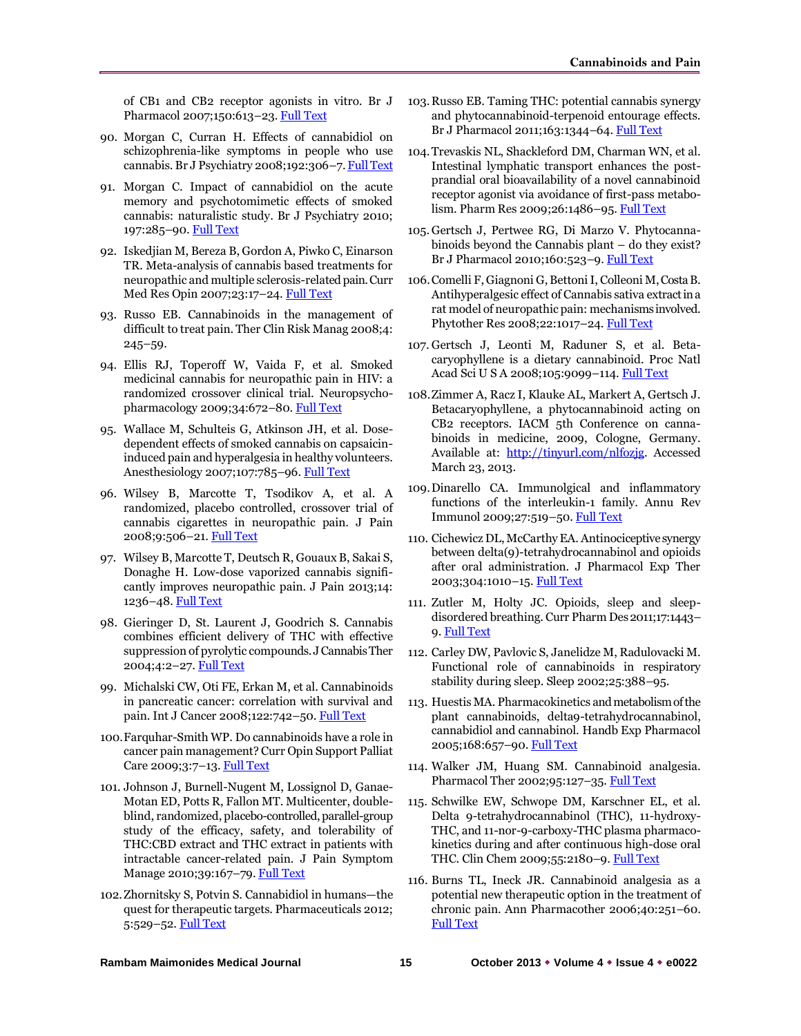of CB1 and CB2 receptor agonists in vitro. Br J Pharmacol 2007;150:613–23. Full Text

90. Morgan C, Curran H. Effects of cannabidiol on schizophrenia-like symptoms in people who use cannabis. Br J Psychiatry 2008;192:306–7. Full Text

91. Morgan C. Impact of cannabidiol on the acute memory and psychotomimetic effects of smoked cannabis: naturalistic study. Br J Psychiatry 2010; 197:285–90. Full Text

92. Iskedjian M, Bereza B, Gordon A, Piwko C, Einarson TR. Meta-analysis of cannabis based treatments for neuropathic and multiple sclerosis-related pain. Curr Med Res Opin 2007;23:17–24. Full Text

93. Russo EB. Cannabinoids in the management of difficult to treat pain. Ther Clin Risk Manag 2008;4: 245–59.

94. Ellis RJ, Toperoff W, Vaida F, et al. Smoked medicinal cannabis for neuropathic pain in HIV: a randomized crossover clinical trial. Neuropsychopharmacology 2009;34:672–80. Full Text

95. Wallace M, Schulteis G, Atkinson JH, et al. Dose-dependent effects of smoked cannabis on capsaicin-induced pain and hyperalgesia in healthy volunteers. Anesthesiology 2007;107:785–96. Full Text

96. Wilsey B, Marcotte T, Tsodikov A, et al. A randomized, placebo controlled, crossover trial of cannabis cigarettes in neuropathic pain. J Pain 2008;9:506–21. Full Text

97. Wilsey B, Marcotte T, Deutsch R, Gouaux B, Sakai S, Donaghe H. Low-dose vaporized cannabis significantly improves neuropathic pain. J Pain 2013;14: 1236–48. Full Text

98. Gieringer D, St. Laurent J, Goodrich S. Cannabis combines efficient delivery of THC with effective suppression of pyrolytic compounds. J Cannabis Ther 2004;4:2–27. Full Text

99. Michalski CW, Oti FE, Erkan M, et al. Cannabinoids in pancreatic cancer: correlation with survival and pain. Int J Cancer 2008;122:742–50. Full Text

100. Farquhar-Smith WP. Do cannabinoids have a role in cancer pain management? Curr Opin Support Palliat Care 2009;3:7–13. Full Text

101. Johnson J, Burnell-Nugent M, Lossignol D, Ganae-Motan ED, Potts R, Fallon MT. Multicenter, double-blind, randomized, placebo-controlled, parallel-group study of the efficacy, safety, and tolerability of THC:CBD extract and THC extract in patients with intractable cancer-related pain. J Pain Symptom Manage 2010;39:167–79. Full Text

102. Zhornitsky S, Potvin S. Cannabidiol in humans—the quest for therapeutic targets. Pharmaceuticals 2012; 5:529–52. Full Text

103. Russo EB. Taming THC: potential cannabis synergy and phytocannabinoid-terpenoid entourage effects. Br J Pharmacol 2011;163:1344–64. Full Text

104. Trevaskis NL, Shackleford DM, Charman WN, et al. Intestinal lymphatic transport enhances the post-prandial oral bioavailability of a novel cannabinoid receptor agonist via avoidance of first-pass metabolism. Pharm Res 2009;26:1486–95. Full Text

105. Gertsch J, Pertwee RG, Di Marzo V. Phytocannabinoids beyond the Cannabis plant – do they exist? Br J Pharmacol 2010;160:523–9. Full Text

106. Comelli F, Giagnoni G, Bettoni I, Colleoni M, Costa B. Antihyperalgesic effect of Cannabis sativa extract in a rat model of neuropathic pain: mechanisms involved. Phytother Res 2008;22:1017–24. Full Text

107. Gertsch J, Leonti M, Raduner S, et al. Beta-caryophyllene is a dietary cannabinoid. Proc Natl Acad Sci U S A 2008;105:9099–114. Full Text

108. Zimmer A, Racz I, Klauke AL, Markert A, Gertsch J. Betacaryophyllene, a phytocannabinoid acting on CB2 receptors. IACM 5th Conference on cannabinoids in medicine, 2009, Cologne, Germany. Available at: http://tinyurl.com/nlfozjg. Accessed March 23, 2013.

109. Dinarello CA. Immunolgical and inflammatory functions of the interleukin-1 family. Annu Rev Immunol 2009;27:519–50. Full Text

110. Cichewicz DL, McCarthy EA. Antinociceptive synergy between delta(9)-tetrahydrocannabinol and opioids after oral administration. J Pharmacol Exp Ther 2003;304:1010–15. Full Text

111. Zutler M, Holty JC. Opioids, sleep and sleep-disordered breathing. Curr Pharm Des 2011;17:1443–9. Full Text

112. Carley DW, Pavlovic S, Janelidze M, Radulovacki M. Functional role of cannabinoids in respiratory stability during sleep. Sleep 2002;25:388–95.

113. Huestis MA. Pharmacokinetics and metabolism of the plant cannabinoids, delta9-tetrahydrocannabinol, cannabidiol and cannabinol. Handb Exp Pharmacol 2005;168:657–90. Full Text

114. Walker JM, Huang SM. Cannabinoid analgesia. Pharmacol Ther 2002;95:127–35. Full Text

115. Schwilke EW, Schwope DM, Karschner EL, et al. Delta 9-tetrahydrocannabinol (THC), 11-hydroxy-THC, and 11-nor-9-carboxy-THC plasma pharmacokinetics during and after continuous high-dose oral THC. Clin Chem 2009;55:2180–9. Full Text

116. Burns TL, Ineck JR. Cannabinoid analgesia as a potential new therapeutic option in the treatment of chronic pain. Ann Pharmacother 2006;40:251–60. Full Text